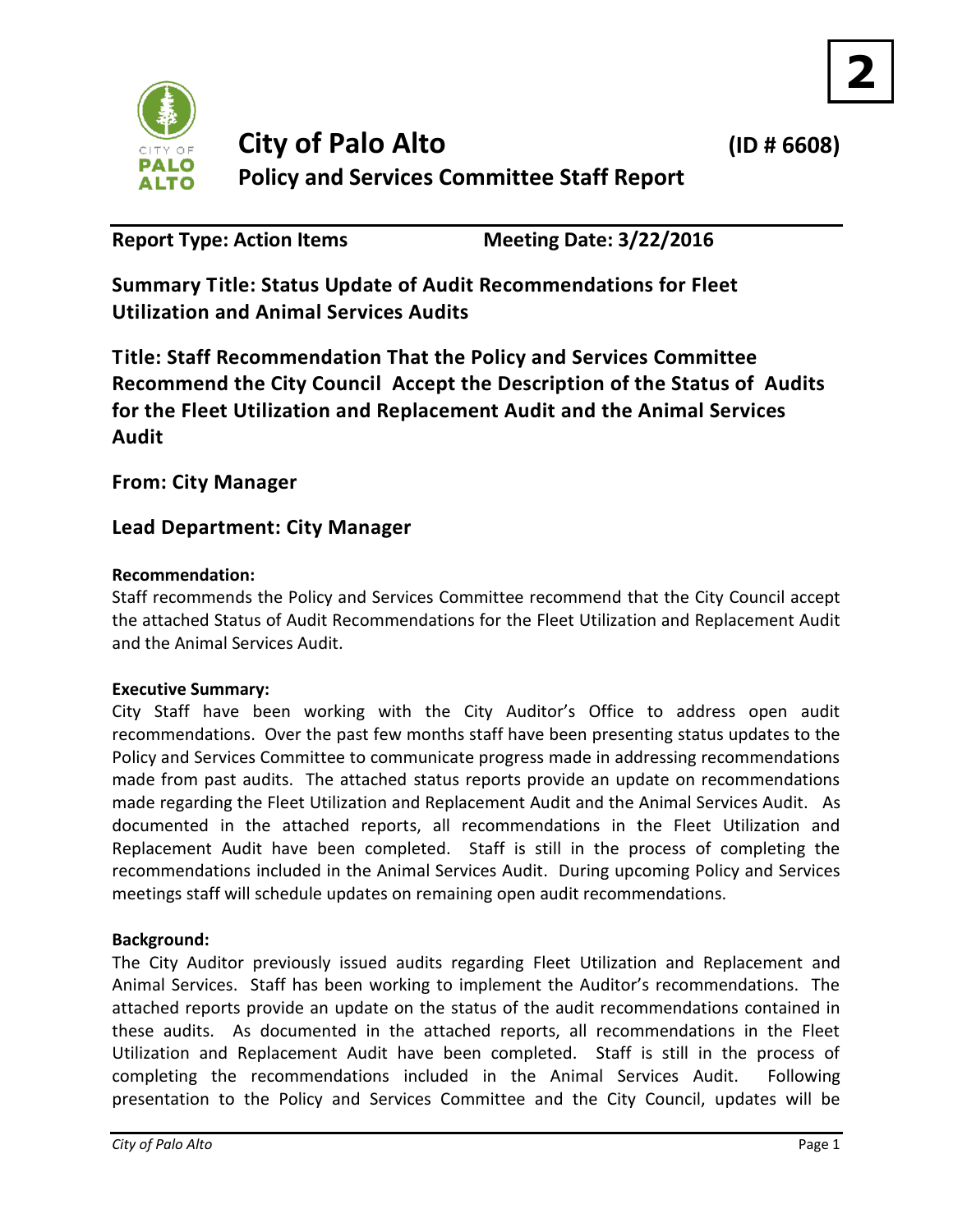**2**

# City of Palo Alto

**(ID # 6608)**

## Policy and Services Committee Staff Report

**Report Type: Action Items** **Meeting Date: 3/22/2016**

### Summary Title: Status Update of Audit Recommendations for Fleet Utilization and Animal Services Audits

### Title: Staff Recommendation That the Policy and Services Committee Recommend the City Council Accept the Description of the Status of Audits for the Fleet Utilization and Replacement Audit and the Animal Services Audit

### From: City Manager

### Lead Department: City Manager

**Recommendation:**

Staff recommends the Policy and Services Committee recommend that the City Council accept the attached Status of Audit Recommendations for the Fleet Utilization and Replacement Audit and the Animal Services Audit.

**Executive Summary:**

City Staff have been working with the City Auditor's Office to address open audit recommendations. Over the past few months staff have been presenting status updates to the Policy and Services Committee to communicate progress made in addressing recommendations made from past audits. The attached status reports provide an update on recommendations made regarding the Fleet Utilization and Replacement Audit and the Animal Services Audit. As documented in the attached reports, all recommendations in the Fleet Utilization and Replacement Audit have been completed. Staff is still in the process of completing the recommendations included in the Animal Services Audit. During upcoming Policy and Services meetings staff will schedule updates on remaining open audit recommendations.

**Background:**

The City Auditor previously issued audits regarding Fleet Utilization and Replacement and Animal Services. Staff has been working to implement the Auditor's recommendations. The attached reports provide an update on the status of the audit recommendations contained in these audits. As documented in the attached reports, all recommendations in the Fleet Utilization and Replacement Audit have been completed. Staff is still in the process of completing the recommendations included in the Animal Services Audit. Following presentation to the Policy and Services Committee and the City Council, updates will be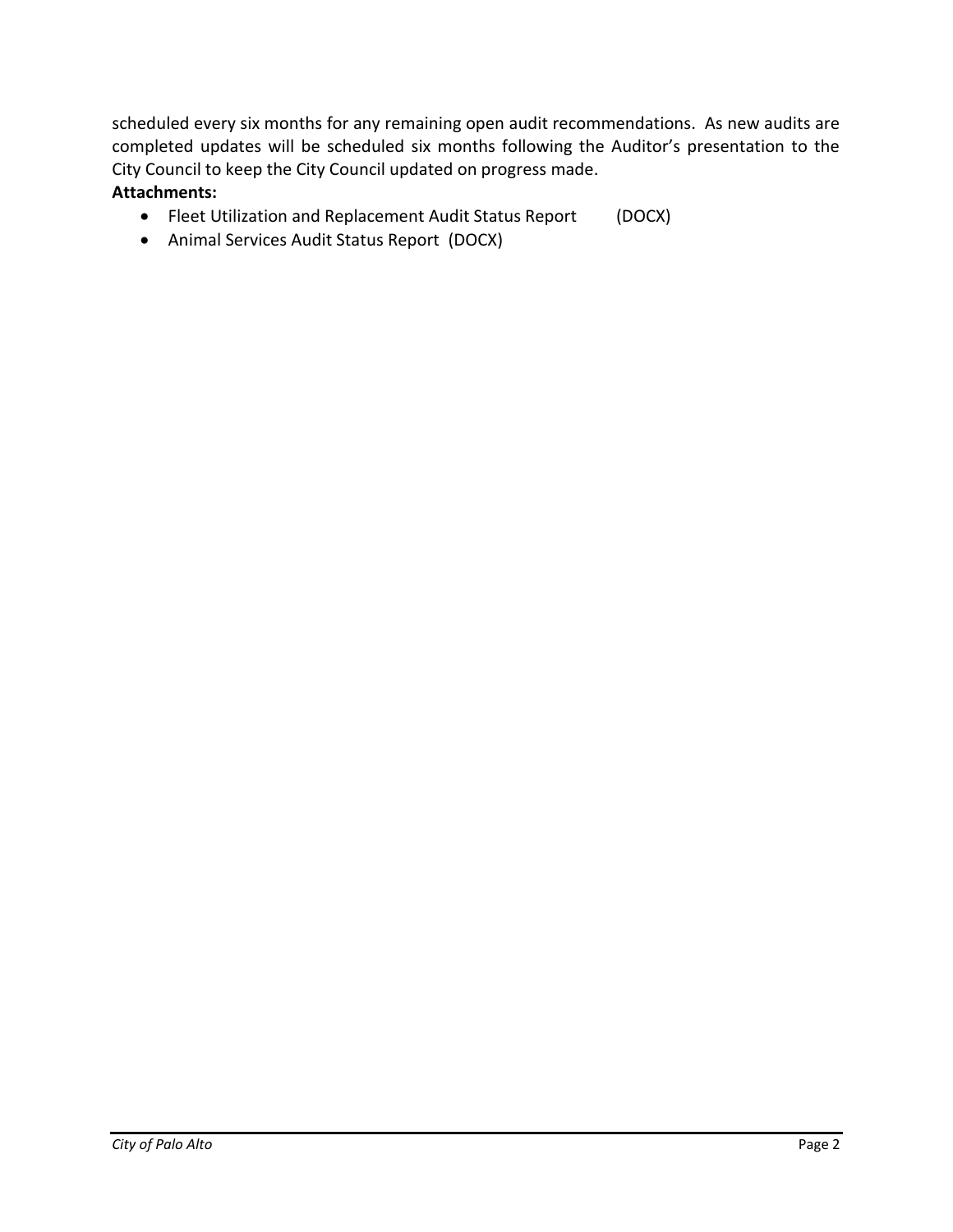scheduled every six months for any remaining open audit recommendations. As new audits are completed updates will be scheduled six months following the Auditor's presentation to the City Council to keep the City Council updated on progress made.

**Attachments:**

- Fleet Utilization and Replacement Audit Status Report (DOCX)
- Animal Services Audit Status Report (DOCX)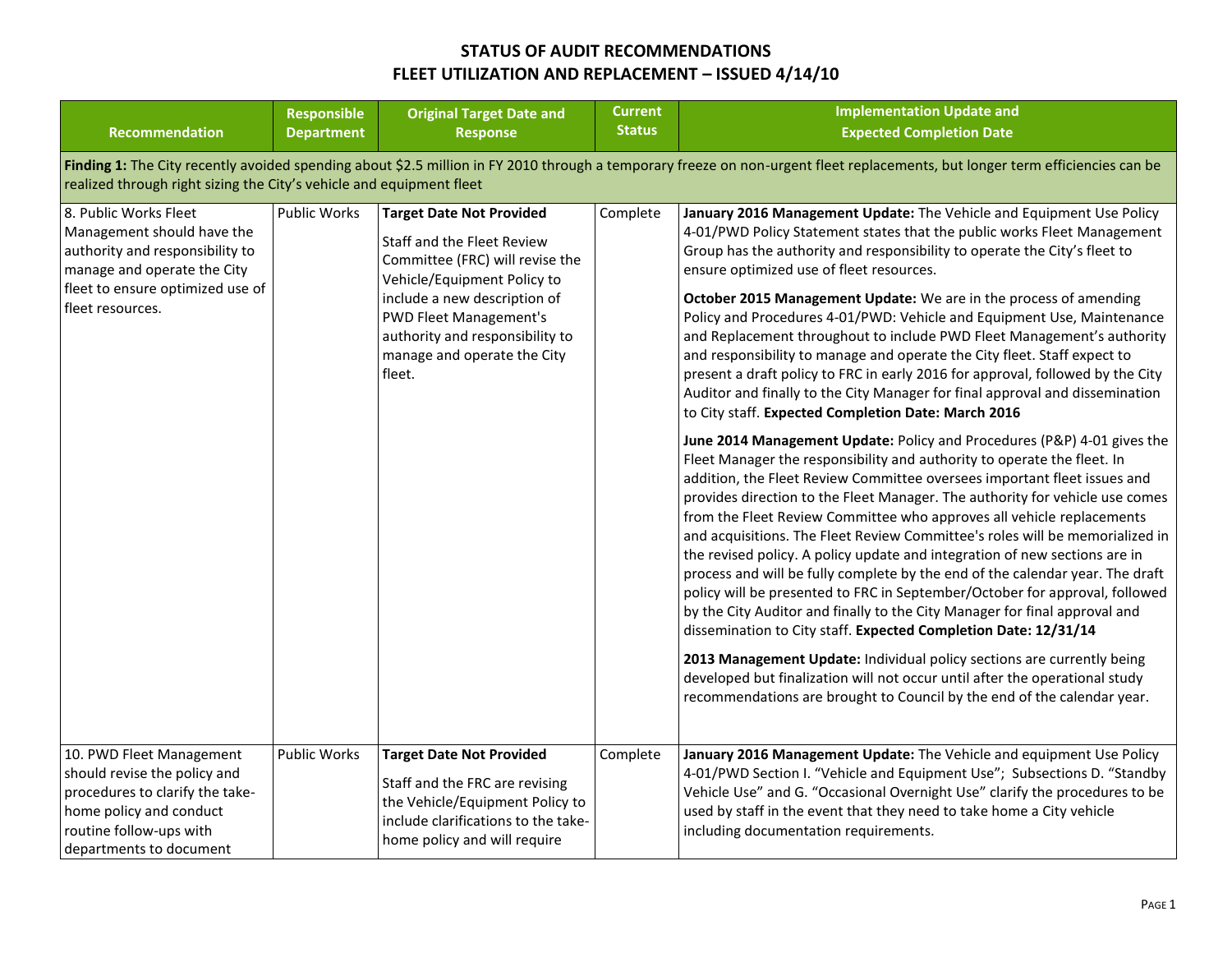# STATUS OF AUDIT RECOMMENDATIONS
# FLEET UTILIZATION AND REPLACEMENT – ISSUED 4/14/10

| Recommendation | Responsible Department | Original Target Date and Response | Current Status | Implementation Update and Expected Completion Date |
|---|---|---|---|---|
| **Finding 1:** The City recently avoided spending about $2.5 million in FY 2010 through a temporary freeze on non-urgent fleet replacements, but longer term efficiencies can be realized through right sizing the City's vehicle and equipment fleet | | | | |
| 8. Public Works Fleet Management should have the authority and responsibility to manage and operate the City fleet to ensure optimized use of fleet resources. | Public Works | **Target Date Not Provided**<br><br>Staff and the Fleet Review Committee (FRC) will revise the Vehicle/Equipment Policy to include a new description of PWD Fleet Management's authority and responsibility to manage and operate the City fleet. | Complete | **January 2016 Management Update:** The Vehicle and Equipment Use Policy 4-01/PWD Policy Statement states that the public works Fleet Management Group has the authority and responsibility to operate the City's fleet to ensure optimized use of fleet resources.<br><br>**October 2015 Management Update:** We are in the process of amending Policy and Procedures 4-01/PWD: Vehicle and Equipment Use, Maintenance and Replacement throughout to include PWD Fleet Management's authority and responsibility to manage and operate the City fleet. Staff expect to present a draft policy to FRC in early 2016 for approval, followed by the City Auditor and finally to the City Manager for final approval and dissemination to City staff. **Expected Completion Date: March 2016**<br><br>**June 2014 Management Update:** Policy and Procedures (P&P) 4-01 gives the Fleet Manager the responsibility and authority to operate the fleet. In addition, the Fleet Review Committee oversees important fleet issues and provides direction to the Fleet Manager. The authority for vehicle use comes from the Fleet Review Committee who approves all vehicle replacements and acquisitions. The Fleet Review Committee's roles will be memorialized in the revised policy. A policy update and integration of new sections are in process and will be fully complete by the end of the calendar year. The draft policy will be presented to FRC in September/October for approval, followed by the City Auditor and finally to the City Manager for final approval and dissemination to City staff. **Expected Completion Date: 12/31/14**<br><br>**2013 Management Update:** Individual policy sections are currently being developed but finalization will not occur until after the operational study recommendations are brought to Council by the end of the calendar year. |
| 10. PWD Fleet Management should revise the policy and procedures to clarify the take-home policy and conduct routine follow-ups with departments to document | Public Works | **Target Date Not Provided**<br><br>Staff and the FRC are revising the Vehicle/Equipment Policy to include clarifications to the take-home policy and will require | Complete | **January 2016 Management Update:** The Vehicle and equipment Use Policy 4-01/PWD Section I. "Vehicle and Equipment Use"; Subsections D. "Standby Vehicle Use" and G. "Occasional Overnight Use" clarify the procedures to be used by staff in the event that they need to take home a City vehicle including documentation requirements. |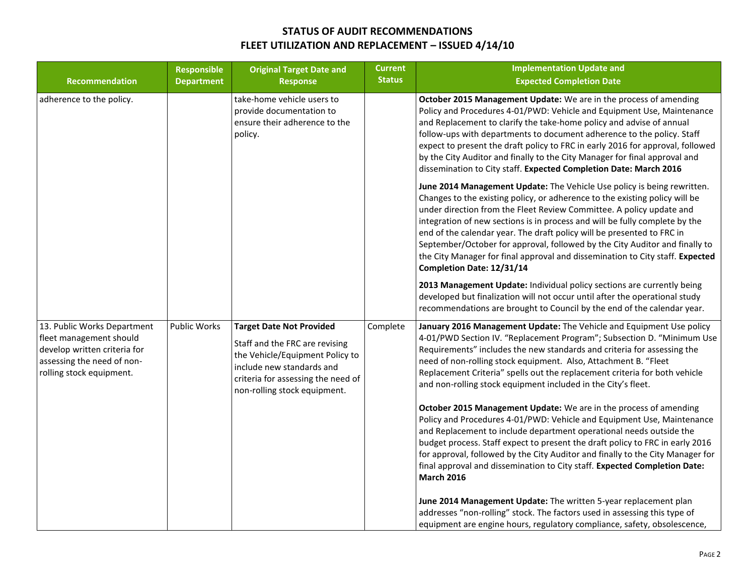## STATUS OF AUDIT RECOMMENDATIONS
## FLEET UTILIZATION AND REPLACEMENT – ISSUED 4/14/10

| Recommendation | Responsible Department | Original Target Date and Response | Current Status | Implementation Update and Expected Completion Date |
|---|---|---|---|---|
| adherence to the policy. | | take-home vehicle users to provide documentation to ensure their adherence to the policy. | | **October 2015 Management Update:** We are in the process of amending Policy and Procedures 4-01/PWD: Vehicle and Equipment Use, Maintenance and Replacement to clarify the take-home policy and advise of annual follow-ups with departments to document adherence to the policy. Staff expect to present the draft policy to FRC in early 2016 for approval, followed by the City Auditor and finally to the City Manager for final approval and dissemination to City staff. **Expected Completion Date: March 2016**<br><br>**June 2014 Management Update:** The Vehicle Use policy is being rewritten. Changes to the existing policy, or adherence to the existing policy will be under direction from the Fleet Review Committee. A policy update and integration of new sections is in process and will be fully complete by the end of the calendar year. The draft policy will be presented to FRC in September/October for approval, followed by the City Auditor and finally to the City Manager for final approval and dissemination to City staff. **Expected Completion Date: 12/31/14**<br><br>**2013 Management Update:** Individual policy sections are currently being developed but finalization will not occur until after the operational study recommendations are brought to Council by the end of the calendar year. |
| 13. Public Works Department fleet management should develop written criteria for assessing the need of non-rolling stock equipment. | Public Works | **Target Date Not Provided**<br><br>Staff and the FRC are revising the Vehicle/Equipment Policy to include new standards and criteria for assessing the need of non-rolling stock equipment. | Complete | **January 2016 Management Update:** The Vehicle and Equipment Use policy 4-01/PWD Section IV. "Replacement Program"; Subsection D. "Minimum Use Requirements" includes the new standards and criteria for assessing the need of non-rolling stock equipment. Also, Attachment B. "Fleet Replacement Criteria" spells out the replacement criteria for both vehicle and non-rolling stock equipment included in the City's fleet.<br><br>**October 2015 Management Update:** We are in the process of amending Policy and Procedures 4-01/PWD: Vehicle and Equipment Use, Maintenance and Replacement to include department operational needs outside the budget process. Staff expect to present the draft policy to FRC in early 2016 for approval, followed by the City Auditor and finally to the City Manager for final approval and dissemination to City staff. **Expected Completion Date: March 2016**<br><br>**June 2014 Management Update:** The written 5-year replacement plan addresses "non-rolling" stock. The factors used in assessing this type of equipment are engine hours, regulatory compliance, safety, obsolescence, |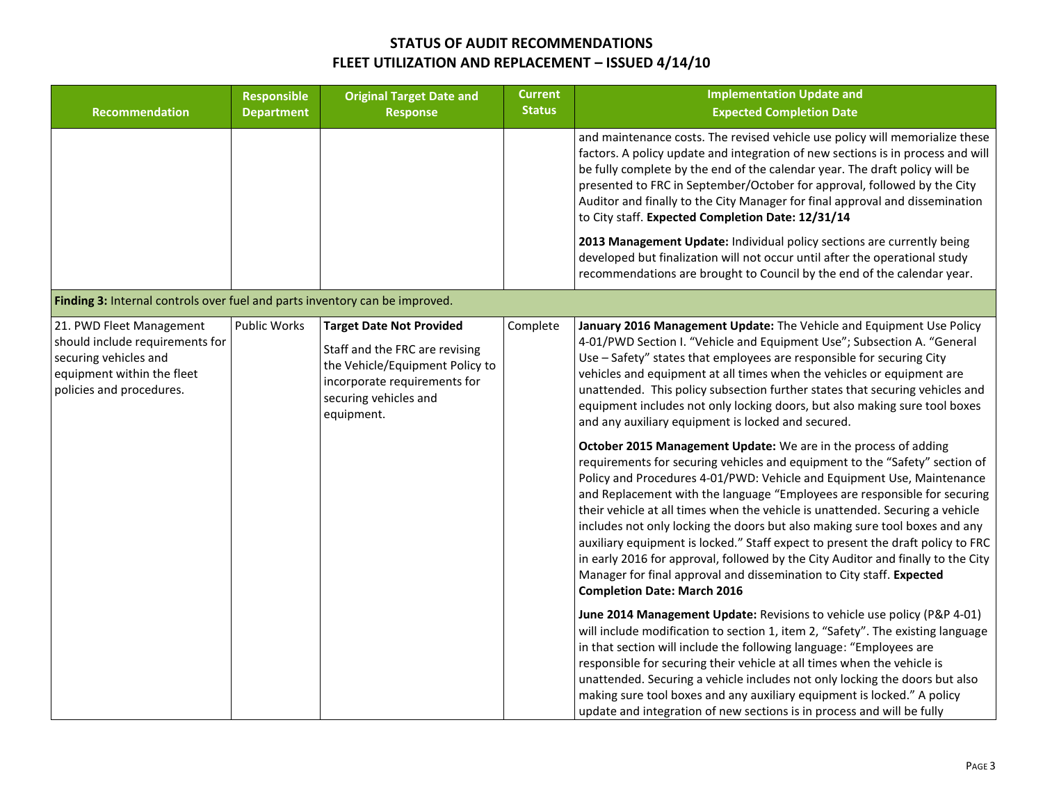# STATUS OF AUDIT RECOMMENDATIONS
## FLEET UTILIZATION AND REPLACEMENT – ISSUED 4/14/10

| Recommendation | Responsible Department | Original Target Date and Response | Current Status | Implementation Update and Expected Completion Date |
|---|---|---|---|---|
| | | | | and maintenance costs. The revised vehicle use policy will memorialize these factors. A policy update and integration of new sections is in process and will be fully complete by the end of the calendar year. The draft policy will be presented to FRC in September/October for approval, followed by the City Auditor and finally to the City Manager for final approval and dissemination to City staff. **Expected Completion Date: 12/31/14**<br><br>**2013 Management Update:** Individual policy sections are currently being developed but finalization will not occur until after the operational study recommendations are brought to Council by the end of the calendar year. |
| **Finding 3:** Internal controls over fuel and parts inventory can be improved. | | | | |
| 21. PWD Fleet Management should include requirements for securing vehicles and equipment within the fleet policies and procedures. | Public Works | **Target Date Not Provided**<br><br>Staff and the FRC are revising the Vehicle/Equipment Policy to incorporate requirements for securing vehicles and equipment. | Complete | **January 2016 Management Update:** The Vehicle and Equipment Use Policy 4-01/PWD Section I. "Vehicle and Equipment Use"; Subsection A. "General Use – Safety" states that employees are responsible for securing City vehicles and equipment at all times when the vehicles or equipment are unattended. This policy subsection further states that securing vehicles and equipment includes not only locking doors, but also making sure tool boxes and any auxiliary equipment is locked and secured.<br><br>**October 2015 Management Update:** We are in the process of adding requirements for securing vehicles and equipment to the "Safety" section of Policy and Procedures 4-01/PWD: Vehicle and Equipment Use, Maintenance and Replacement with the language "Employees are responsible for securing their vehicle at all times when the vehicle is unattended. Securing a vehicle includes not only locking the doors but also making sure tool boxes and any auxiliary equipment is locked." Staff expect to present the draft policy to FRC in early 2016 for approval, followed by the City Auditor and finally to the City Manager for final approval and dissemination to City staff. **Expected Completion Date: March 2016**<br><br>**June 2014 Management Update:** Revisions to vehicle use policy (P&P 4-01) will include modification to section 1, item 2, "Safety". The existing language in that section will include the following language: "Employees are responsible for securing their vehicle at all times when the vehicle is unattended. Securing a vehicle includes not only locking the doors but also making sure tool boxes and any auxiliary equipment is locked." A policy update and integration of new sections is in process and will be fully |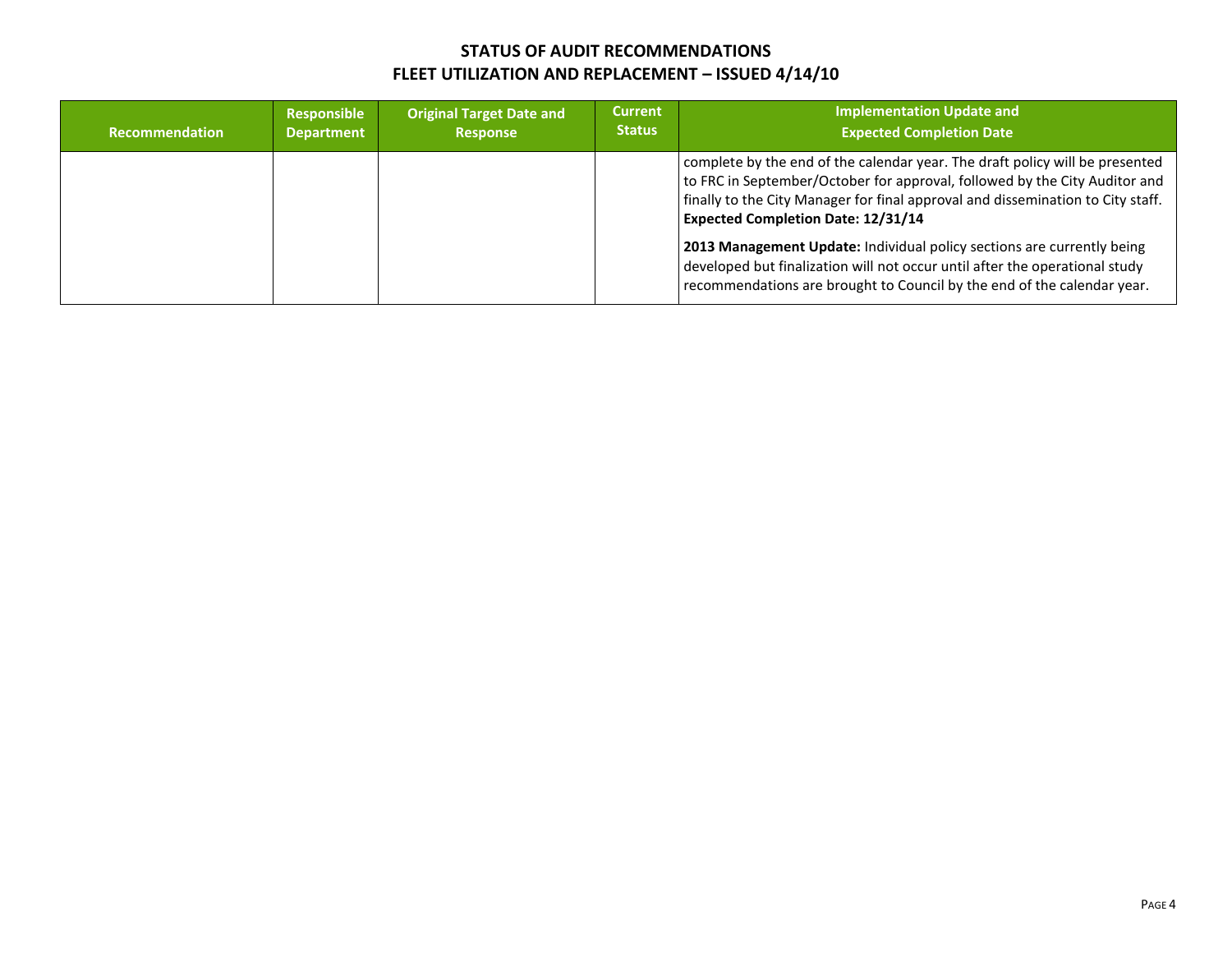# STATUS OF AUDIT RECOMMENDATIONS
## FLEET UTILIZATION AND REPLACEMENT – ISSUED 4/14/10

| Recommendation | Responsible Department | Original Target Date and Response | Current Status | Implementation Update and Expected Completion Date |
|---|---|---|---|---|
| | | | | complete by the end of the calendar year. The draft policy will be presented to FRC in September/October for approval, followed by the City Auditor and finally to the City Manager for final approval and dissemination to City staff. **Expected Completion Date: 12/31/14**<br><br>**2013 Management Update:** Individual policy sections are currently being developed but finalization will not occur until after the operational study recommendations are brought to Council by the end of the calendar year. |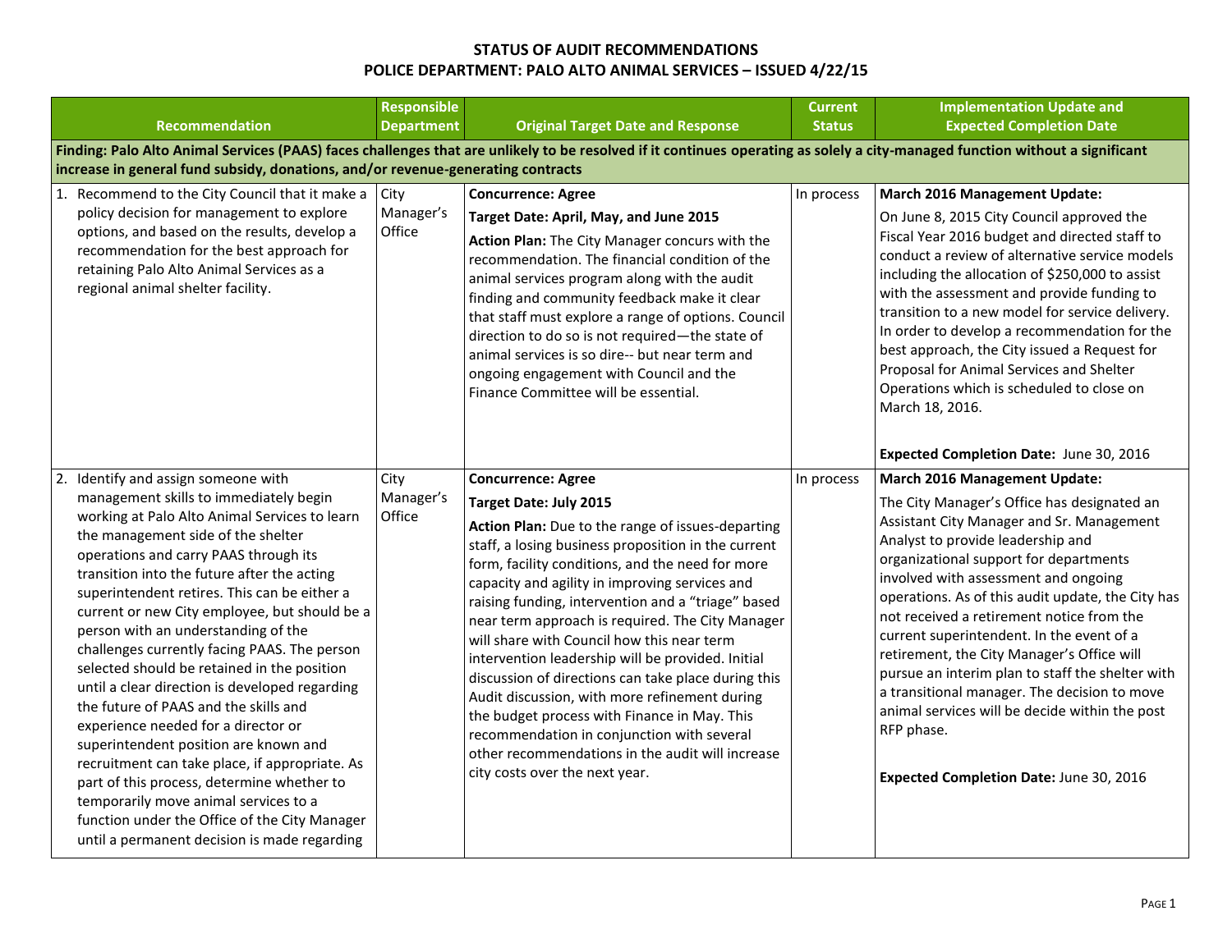# STATUS OF AUDIT RECOMMENDATIONS
## POLICE DEPARTMENT: PALO ALTO ANIMAL SERVICES – ISSUED 4/22/15

| Recommendation | Responsible Department | Original Target Date and Response | Current Status | Implementation Update and Expected Completion Date |
|---|---|---|---|---|
| **Finding: Palo Alto Animal Services (PAAS) faces challenges that are unlikely to be resolved if it continues operating as solely a city-managed function without a significant increase in general fund subsidy, donations, and/or revenue-generating contracts** | | | | |
| 1. Recommend to the City Council that it make a policy decision for management to explore options, and based on the results, develop a recommendation for the best approach for retaining Palo Alto Animal Services as a regional animal shelter facility. | City Manager's Office | **Concurrence: Agree**<br>**Target Date: April, May, and June 2015**<br>**Action Plan:** The City Manager concurs with the recommendation. The financial condition of the animal services program along with the audit finding and community feedback make it clear that staff must explore a range of options. Council direction to do so is not required—the state of animal services is so dire-- but near term and ongoing engagement with Council and the Finance Committee will be essential. | In process | **March 2016 Management Update:**<br>On June 8, 2015 City Council approved the Fiscal Year 2016 budget and directed staff to conduct a review of alternative service models including the allocation of $250,000 to assist with the assessment and provide funding to transition to a new model for service delivery. In order to develop a recommendation for the best approach, the City issued a Request for Proposal for Animal Services and Shelter Operations which is scheduled to close on March 18, 2016.<br>**Expected Completion Date:** June 30, 2016 |
| 2. Identify and assign someone with management skills to immediately begin working at Palo Alto Animal Services to learn the management side of the shelter operations and carry PAAS through its transition into the future after the acting superintendent retires. This can be either a current or new City employee, but should be a person with an understanding of the challenges currently facing PAAS. The person selected should be retained in the position until a clear direction is developed regarding the future of PAAS and the skills and experience needed for a director or superintendent position are known and recruitment can take place, if appropriate. As part of this process, determine whether to temporarily move animal services to a function under the Office of the City Manager until a permanent decision is made regarding | City Manager's Office | **Concurrence: Agree**<br>**Target Date: July 2015**<br>**Action Plan:** Due to the range of issues-departing staff, a losing business proposition in the current form, facility conditions, and the need for more capacity and agility in improving services and raising funding, intervention and a "triage" based near term approach is required. The City Manager will share with Council how this near term intervention leadership will be provided. Initial discussion of directions can take place during this Audit discussion, with more refinement during the budget process with Finance in May. This recommendation in conjunction with several other recommendations in the audit will increase city costs over the next year. | In process | **March 2016 Management Update:**<br>The City Manager's Office has designated an Assistant City Manager and Sr. Management Analyst to provide leadership and organizational support for departments involved with assessment and ongoing operations. As of this audit update, the City has not received a retirement notice from the current superintendent. In the event of a retirement, the City Manager's Office will pursue an interim plan to staff the shelter with a transitional manager. The decision to move animal services will be decide within the post RFP phase.<br>**Expected Completion Date:** June 30, 2016 |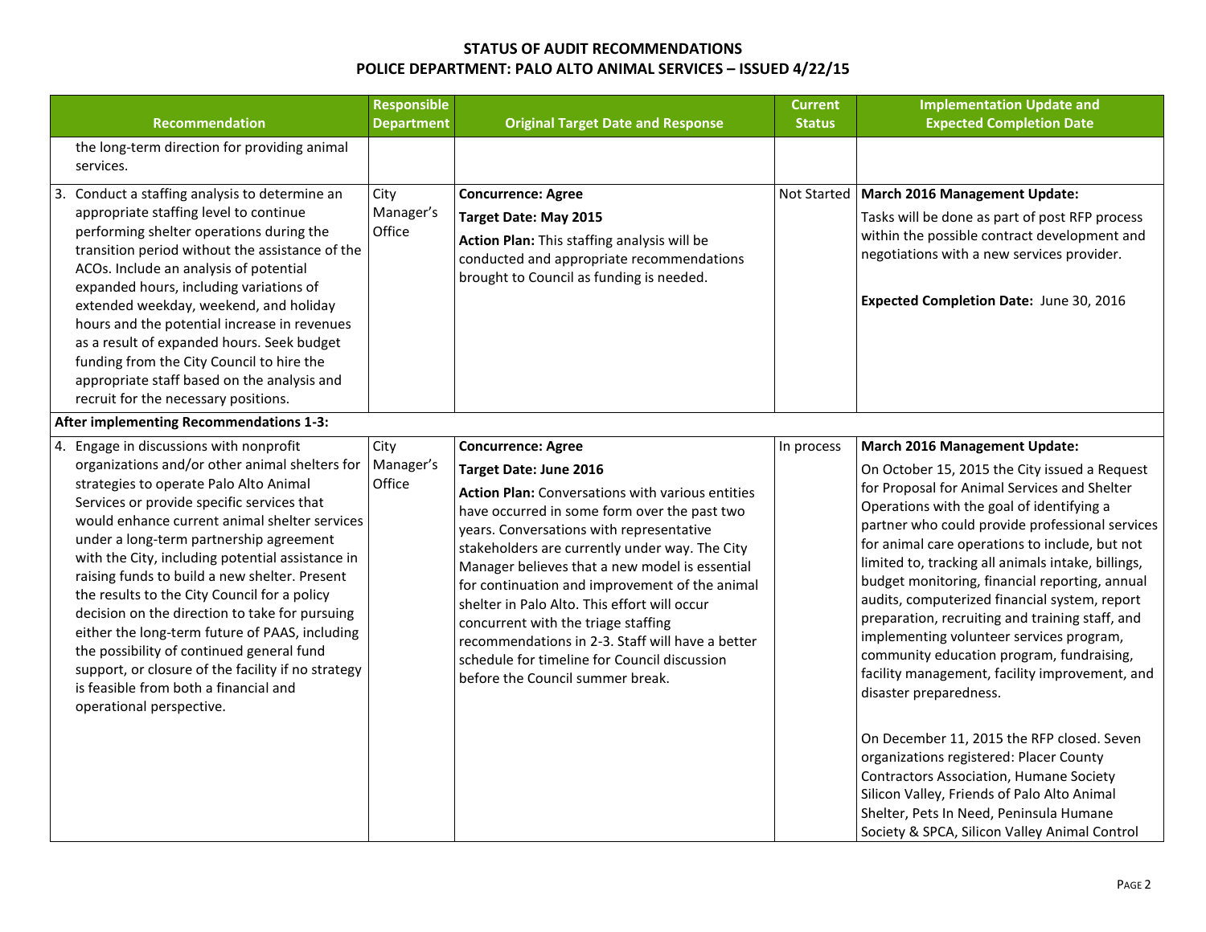**STATUS OF AUDIT RECOMMENDATIONS**
**POLICE DEPARTMENT: PALO ALTO ANIMAL SERVICES – ISSUED 4/22/15**

| Recommendation | Responsible Department | Original Target Date and Response | Current Status | Implementation Update and Expected Completion Date |
|---|---|---|---|---|
| the long-term direction for providing animal services. | | | | |
| 3. Conduct a staffing analysis to determine an appropriate staffing level to continue performing shelter operations during the transition period without the assistance of the ACOs. Include an analysis of potential expanded hours, including variations of extended weekday, weekend, and holiday hours and the potential increase in revenues as a result of expanded hours. Seek budget funding from the City Council to hire the appropriate staff based on the analysis and recruit for the necessary positions. | City Manager's Office | **Concurrence: Agree**<br>**Target Date: May 2015**<br>**Action Plan:** This staffing analysis will be conducted and appropriate recommendations brought to Council as funding is needed. | Not Started | **March 2016 Management Update:**<br>Tasks will be done as part of post RFP process within the possible contract development and negotiations with a new services provider.<br><br>**Expected Completion Date:** June 30, 2016 |
| **After implementing Recommendations 1-3:** | | | | |
| 4. Engage in discussions with nonprofit organizations and/or other animal shelters for strategies to operate Palo Alto Animal Services or provide specific services that would enhance current animal shelter services under a long-term partnership agreement with the City, including potential assistance in raising funds to build a new shelter. Present the results to the City Council for a policy decision on the direction to take for pursuing either the long-term future of PAAS, including the possibility of continued general fund support, or closure of the facility if no strategy is feasible from both a financial and operational perspective. | City Manager's Office | **Concurrence: Agree**<br>**Target Date: June 2016**<br>**Action Plan:** Conversations with various entities have occurred in some form over the past two years. Conversations with representative stakeholders are currently under way. The City Manager believes that a new model is essential for continuation and improvement of the animal shelter in Palo Alto. This effort will occur concurrent with the triage staffing recommendations in 2-3. Staff will have a better schedule for timeline for Council discussion before the Council summer break. | In process | **March 2016 Management Update:**<br>On October 15, 2015 the City issued a Request for Proposal for Animal Services and Shelter Operations with the goal of identifying a partner who could provide professional services for animal care operations to include, but not limited to, tracking all animals intake, billings, budget monitoring, financial reporting, annual audits, computerized financial system, report preparation, recruiting and training staff, and implementing volunteer services program, community education program, fundraising, facility management, facility improvement, and disaster preparedness.<br><br>On December 11, 2015 the RFP closed. Seven organizations registered: Placer County Contractors Association, Humane Society Silicon Valley, Friends of Palo Alto Animal Shelter, Pets In Need, Peninsula Humane Society & SPCA, Silicon Valley Animal Control |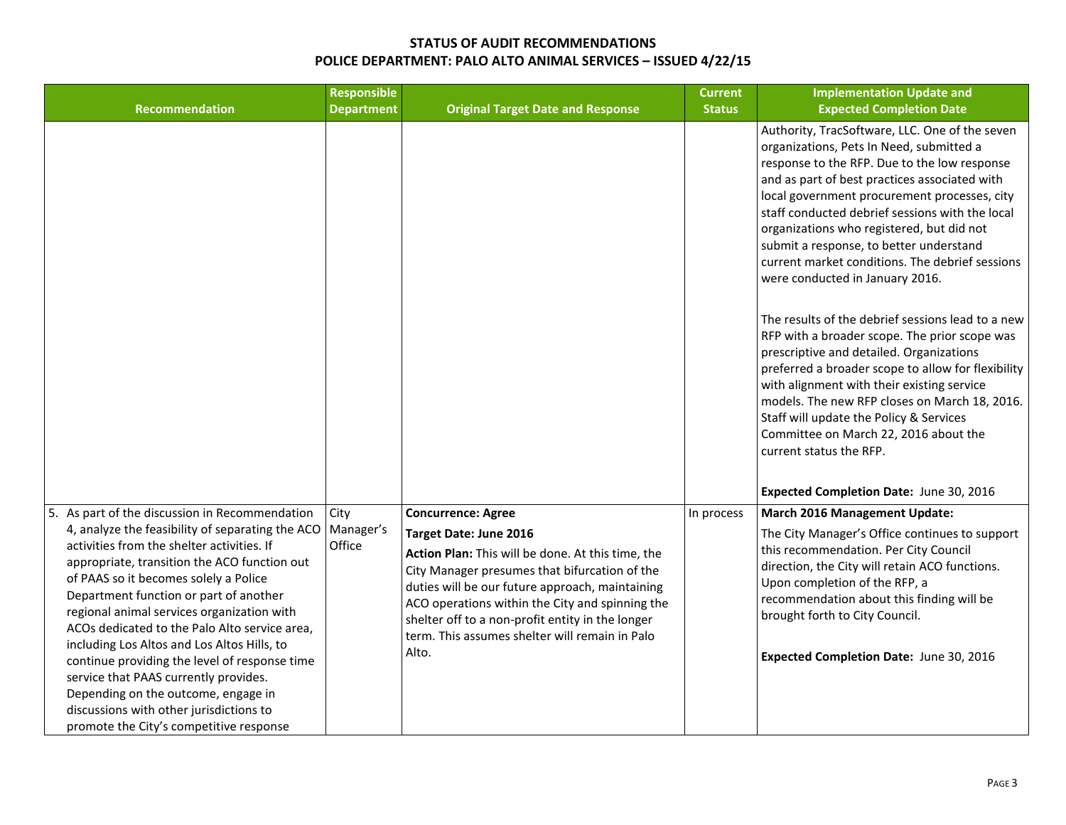**STATUS OF AUDIT RECOMMENDATIONS**
**POLICE DEPARTMENT: PALO ALTO ANIMAL SERVICES – ISSUED 4/22/15**

| Recommendation | Responsible Department | Original Target Date and Response | Current Status | Implementation Update and Expected Completion Date |
|---|---|---|---|---|
| | | | | Authority, TracSoftware, LLC. One of the seven organizations, Pets In Need, submitted a response to the RFP. Due to the low response and as part of best practices associated with local government procurement processes, city staff conducted debrief sessions with the local organizations who registered, but did not submit a response, to better understand current market conditions. The debrief sessions were conducted in January 2016.<br><br>The results of the debrief sessions lead to a new RFP with a broader scope. The prior scope was prescriptive and detailed. Organizations preferred a broader scope to allow for flexibility with alignment with their existing service models. The new RFP closes on March 18, 2016. Staff will update the Policy & Services Committee on March 22, 2016 about the current status the RFP.<br><br>**Expected Completion Date:** June 30, 2016 |
| 5. As part of the discussion in Recommendation 4, analyze the feasibility of separating the ACO activities from the shelter activities. If appropriate, transition the ACO function out of PAAS so it becomes solely a Police Department function or part of another regional animal services organization with ACOs dedicated to the Palo Alto service area, including Los Altos and Los Altos Hills, to continue providing the level of response time service that PAAS currently provides. Depending on the outcome, engage in discussions with other jurisdictions to promote the City's competitive response | City Manager's Office | **Concurrence: Agree**<br>**Target Date: June 2016**<br>**Action Plan:** This will be done. At this time, the City Manager presumes that bifurcation of the duties will be our future approach, maintaining ACO operations within the City and spinning the shelter off to a non-profit entity in the longer term. This assumes shelter will remain in Palo Alto. | In process | **March 2016 Management Update:**<br>The City Manager's Office continues to support this recommendation. Per City Council direction, the City will retain ACO functions. Upon completion of the RFP, a recommendation about this finding will be brought forth to City Council.<br><br>**Expected Completion Date:** June 30, 2016 |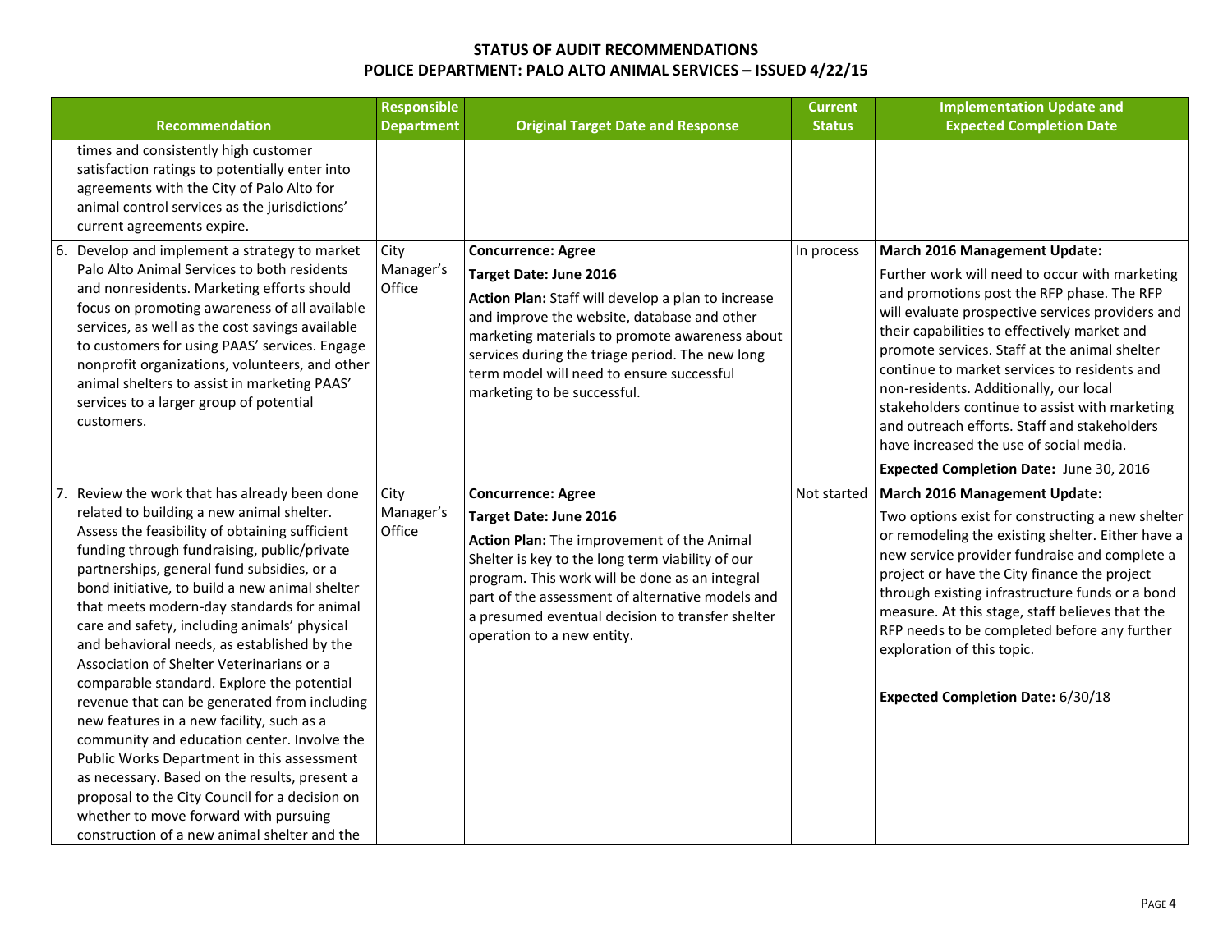## STATUS OF AUDIT RECOMMENDATIONS
## POLICE DEPARTMENT: PALO ALTO ANIMAL SERVICES – ISSUED 4/22/15

| Recommendation | Responsible Department | Original Target Date and Response | Current Status | Implementation Update and Expected Completion Date |
|---|---|---|---|---|
| times and consistently high customer satisfaction ratings to potentially enter into agreements with the City of Palo Alto for animal control services as the jurisdictions' current agreements expire. | | | | |
| 6. Develop and implement a strategy to market Palo Alto Animal Services to both residents and nonresidents. Marketing efforts should focus on promoting awareness of all available services, as well as the cost savings available to customers for using PAAS' services. Engage nonprofit organizations, volunteers, and other animal shelters to assist in marketing PAAS' services to a larger group of potential customers. | City Manager's Office | **Concurrence: Agree**<br>**Target Date: June 2016**<br>**Action Plan:** Staff will develop a plan to increase and improve the website, database and other marketing materials to promote awareness about services during the triage period. The new long term model will need to ensure successful marketing to be successful. | In process | **March 2016 Management Update:**<br>Further work will need to occur with marketing and promotions post the RFP phase. The RFP will evaluate prospective services providers and their capabilities to effectively market and promote services. Staff at the animal shelter continue to market services to residents and non-residents. Additionally, our local stakeholders continue to assist with marketing and outreach efforts. Staff and stakeholders have increased the use of social media.<br>**Expected Completion Date:** June 30, 2016 |
| 7. Review the work that has already been done related to building a new animal shelter. Assess the feasibility of obtaining sufficient funding through fundraising, public/private partnerships, general fund subsidies, or a bond initiative, to build a new animal shelter that meets modern-day standards for animal care and safety, including animals' physical and behavioral needs, as established by the Association of Shelter Veterinarians or a comparable standard. Explore the potential revenue that can be generated from including new features in a new facility, such as a community and education center. Involve the Public Works Department in this assessment as necessary. Based on the results, present a proposal to the City Council for a decision on whether to move forward with pursuing construction of a new animal shelter and the | City Manager's Office | **Concurrence: Agree**<br>**Target Date: June 2016**<br>**Action Plan:** The improvement of the Animal Shelter is key to the long term viability of our program. This work will be done as an integral part of the assessment of alternative models and a presumed eventual decision to transfer shelter operation to a new entity. | Not started | **March 2016 Management Update:**<br>Two options exist for constructing a new shelter or remodeling the existing shelter. Either have a new service provider fundraise and complete a project or have the City finance the project through existing infrastructure funds or a bond measure. At this stage, staff believes that the RFP needs to be completed before any further exploration of this topic.<br>**Expected Completion Date:** 6/30/18 |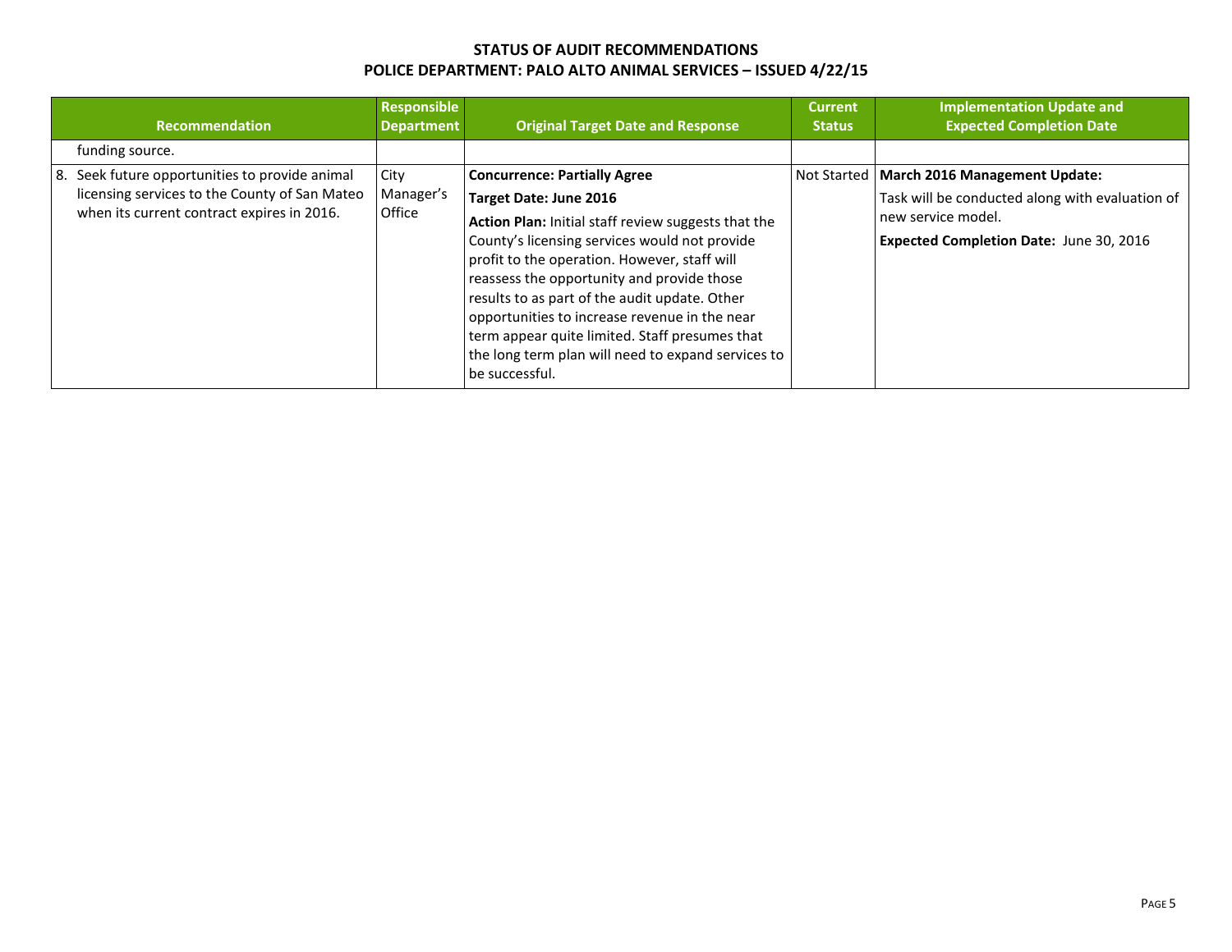## STATUS OF AUDIT RECOMMENDATIONS
## POLICE DEPARTMENT: PALO ALTO ANIMAL SERVICES – ISSUED 4/22/15

| Recommendation | Responsible Department | Original Target Date and Response | Current Status | Implementation Update and Expected Completion Date |
|---|---|---|---|---|
| funding source. | | | | |
| 8. Seek future opportunities to provide animal licensing services to the County of San Mateo when its current contract expires in 2016. | City Manager's Office | **Concurrence: Partially Agree**<br>**Target Date: June 2016**<br>**Action Plan:** Initial staff review suggests that the County's licensing services would not provide profit to the operation. However, staff will reassess the opportunity and provide those results to as part of the audit update. Other opportunities to increase revenue in the near term appear quite limited. Staff presumes that the long term plan will need to expand services to be successful. | Not Started | **March 2016 Management Update:**<br>Task will be conducted along with evaluation of new service model.<br>**Expected Completion Date:** June 30, 2016 |